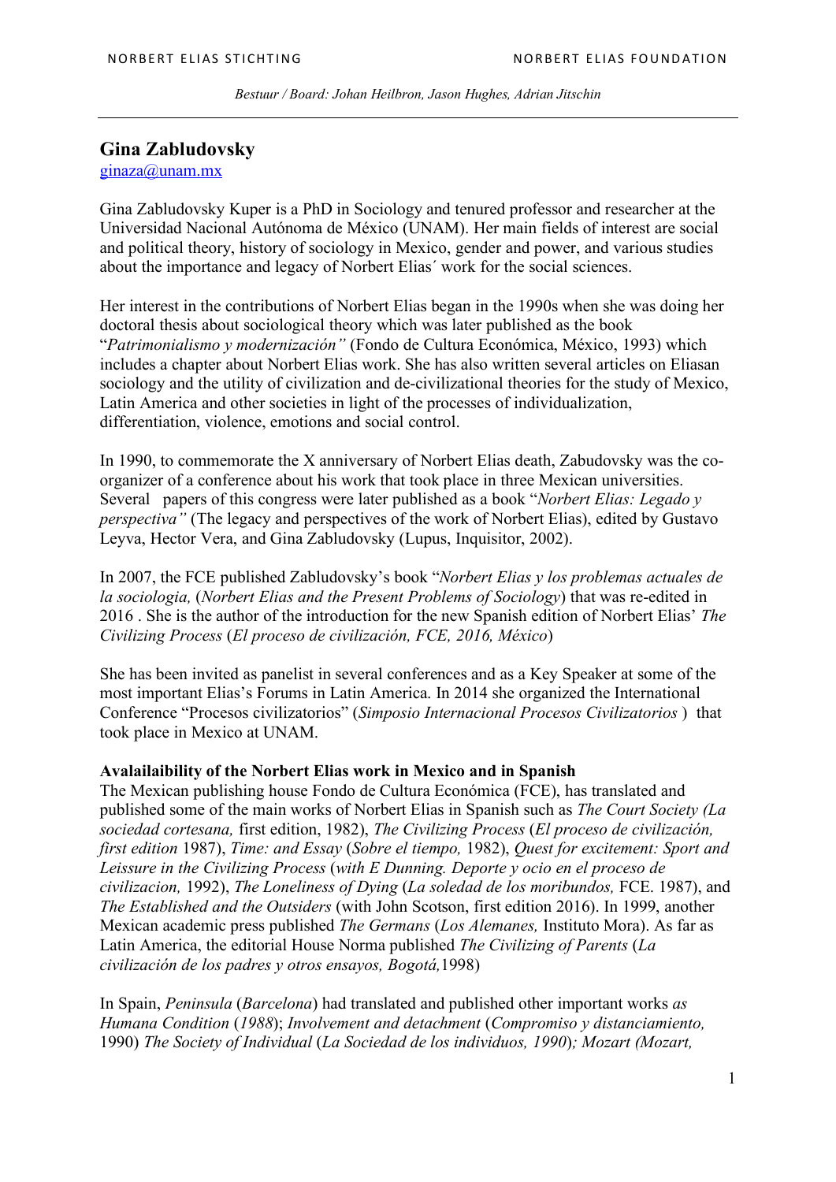# Gina Zabludovsky

ginaza@unam.mx

Gina Zabludovsky Kuper is a PhD in Sociology and tenured professor and researcher at the Universidad Nacional Autónoma de México (UNAM). Her main fields of interest are social and political theory, history of sociology in Mexico, gender and power, and various studies about the importance and legacy of Norbert Elias´ work for the social sciences.

Her interest in the contributions of Norbert Elias began in the 1990s when she was doing her doctoral thesis about sociological theory which was later published as the book "*Patrimonialismo y modernización"* (Fondo de Cultura Económica, México, 1993) which includes a chapter about Norbert Elias work. She has also written several articles on Eliasan sociology and the utility of civilization and de-civilizational theories for the study of Mexico, Latin America and other societies in light of the processes of individualization, differentiation, violence, emotions and social control.

In 1990, to commemorate the X anniversary of Norbert Elias death, Zabudovsky was the co-organizer of a conference about his work that took place in three Mexican universities. Several papers of this congress were later published as a book "*Norbert Elias: Legado y perspectiva"* (The legacy and perspectives of the work of Norbert Elias), edited by Gustavo Leyva, Hector Vera, and Gina Zabludovsky (Lupus, Inquisitor, 2002).

In 2007, the FCE published Zabludovsky's book "*Norbert Elias y los problemas actuales de la sociologia,* (*Norbert Elias and the Present Problems of Sociology*) that was re-edited in 2016 . She is the author of the introduction for the new Spanish edition of Norbert Elias' *The Civilizing Process* (*El proceso de civilización, FCE, 2016, México*)

She has been invited as panelist in several conferences and as a Key Speaker at some of the most important Elias's Forums in Latin America. In 2014 she organized the International Conference "Procesos civilizatorios" (*Simposio Internacional Procesos Civilizatorios* ) that took place in Mexico at UNAM.

**Avalailaibility of the Norbert Elias work in Mexico and in Spanish**

The Mexican publishing house Fondo de Cultura Económica (FCE), has translated and published some of the main works of Norbert Elias in Spanish such as *The Court Society (La sociedad cortesana,* first edition, 1982), *The Civilizing Process* (*El proceso de civilización, first edition* 1987), *Time: and Essay* (*Sobre el tiempo,* 1982), *Quest for excitement: Sport and Leissure in the Civilizing Process* (*with E Dunning. Deporte y ocio en el proceso de civilizacion,* 1992), *The Loneliness of Dying* (*La soledad de los moribundos,* FCE. 1987), and *The Established and the Outsiders* (with John Scotson, first edition 2016). In 1999, another Mexican academic press published *The Germans* (*Los Alemanes,* Instituto Mora). As far as Latin America, the editorial House Norma published *The Civilizing of Parents* (*La civilización de los padres y otros ensayos, Bogotá,*1998)

In Spain, *Peninsula* (*Barcelona*) had translated and published other important works *as Humana Condition* (*1988*); *Involvement and detachment* (*Compromiso y distanciamiento,* 1990) *The Society of Individual* (*La Sociedad de los individuos, 1990*); *Mozart (Mozart,*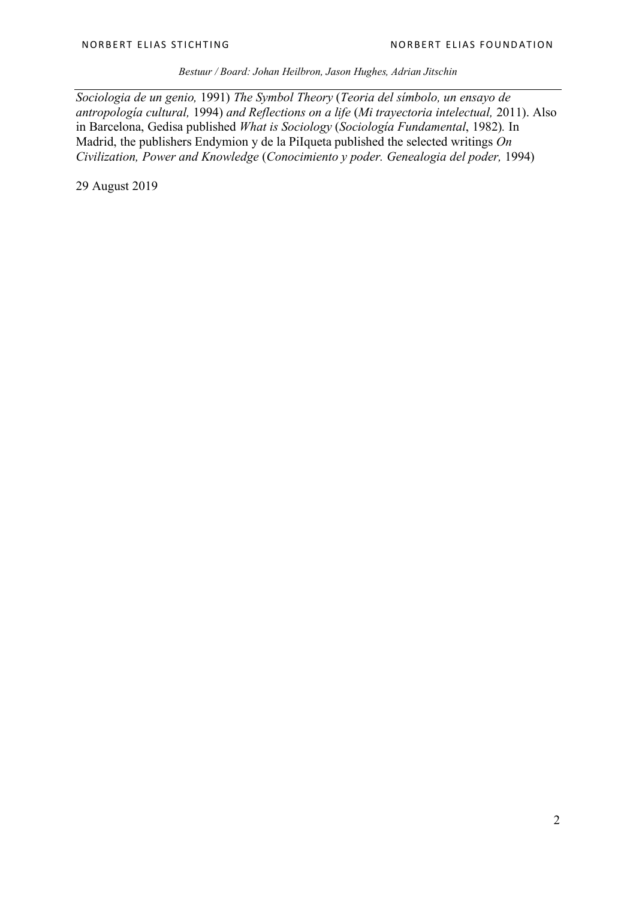*Sociologia de un genio,* 1991) *The Symbol Theory* (*Teoria del símbolo, un ensayo de antropología cultural,* 1994) *and Reflections on a life* (*Mi trayectoria intelectual,* 2011). Also in Barcelona, Gedisa published *What is Sociology* (*Sociología Fundamental*, 1982)*.* In Madrid, the publishers Endymion y de la PiIqueta published the selected writings *On Civilization, Power and Knowledge* (*Conocimiento y poder. Genealogia del poder,* 1994)

29 August 2019